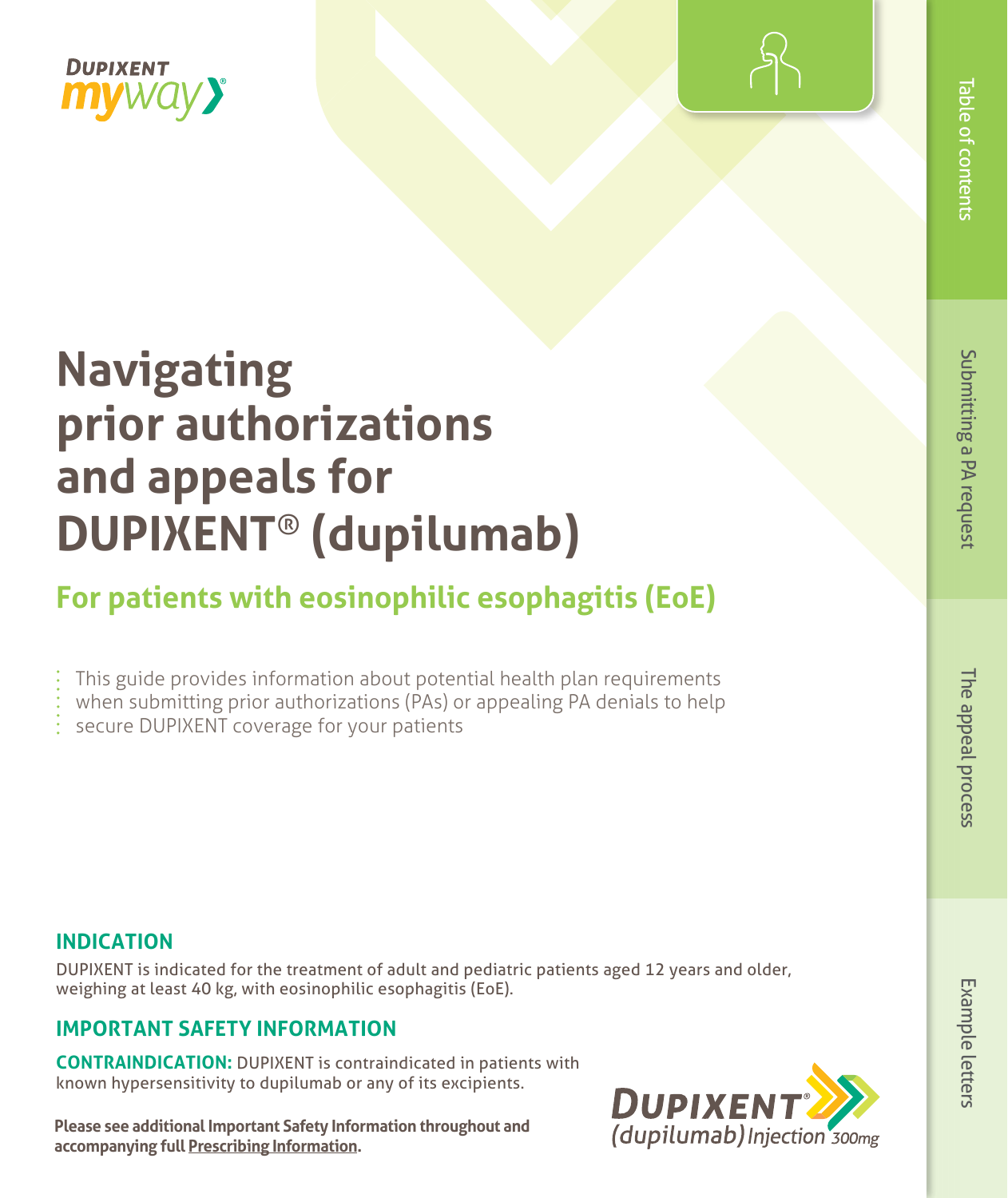DUPIXENT myway®

# Navigating prior authorizations and appeals for DUPIXENT® (dupilumab)

## For patients with eosinophilic esophagitis (EoE)

This guide provides information about potential health plan requirements when submitting prior authorizations (PAs) or appealing PA denials to help secure DUPIXENT coverage for your patients

Table of contents

Submitting a PA request

The appeal process

Example letters

### INDICATION

DUPIXENT is indicated for the treatment of adult and pediatric patients aged 12 years and older, weighing at least 40 kg, with eosinophilic esophagitis (EoE).

### IMPORTANT SAFETY INFORMATION

**CONTRAINDICATION:** DUPIXENT is contraindicated in patients with known hypersensitivity to dupilumab or any of its excipients.

**Please see additional Important Safety Information throughout and accompanying full Prescribing Information.**

DUPIXENT® (dupilumab) Injection 300mg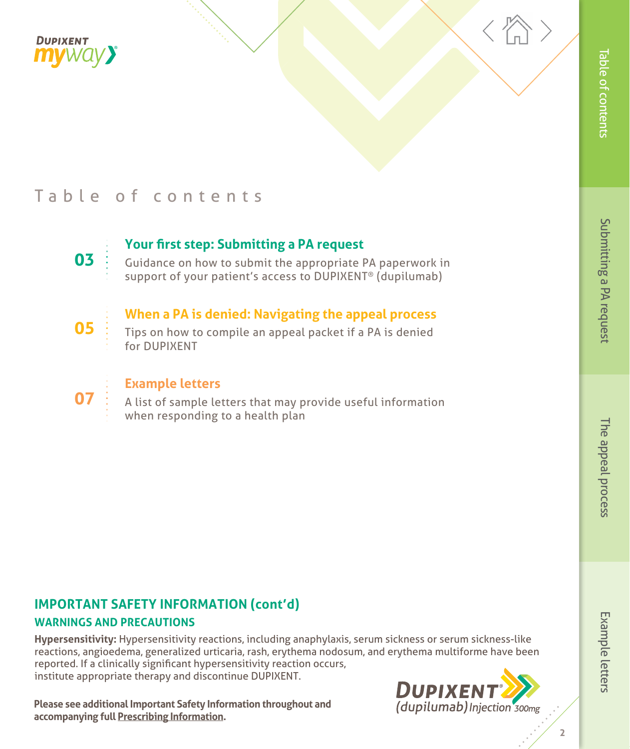# Table of contents

**03** — **Your first step: Submitting a PA request**
Guidance on how to submit the appropriate PA paperwork in support of your patient's access to DUPIXENT® (dupilumab)

**05** — **When a PA is denied: Navigating the appeal process**
Tips on how to compile an appeal packet if a PA is denied for DUPIXENT

**07** — **Example letters**
A list of sample letters that may provide useful information when responding to a health plan

## IMPORTANT SAFETY INFORMATION (cont'd)

### WARNINGS AND PRECAUTIONS

**Hypersensitivity:** Hypersensitivity reactions, including anaphylaxis, serum sickness or serum sickness-like reactions, angioedema, generalized urticaria, rash, erythema nodosum, and erythema multiforme have been reported. If a clinically significant hypersensitivity reaction occurs, institute appropriate therapy and discontinue DUPIXENT.

**Please see additional Important Safety Information throughout and accompanying full Prescribing Information.**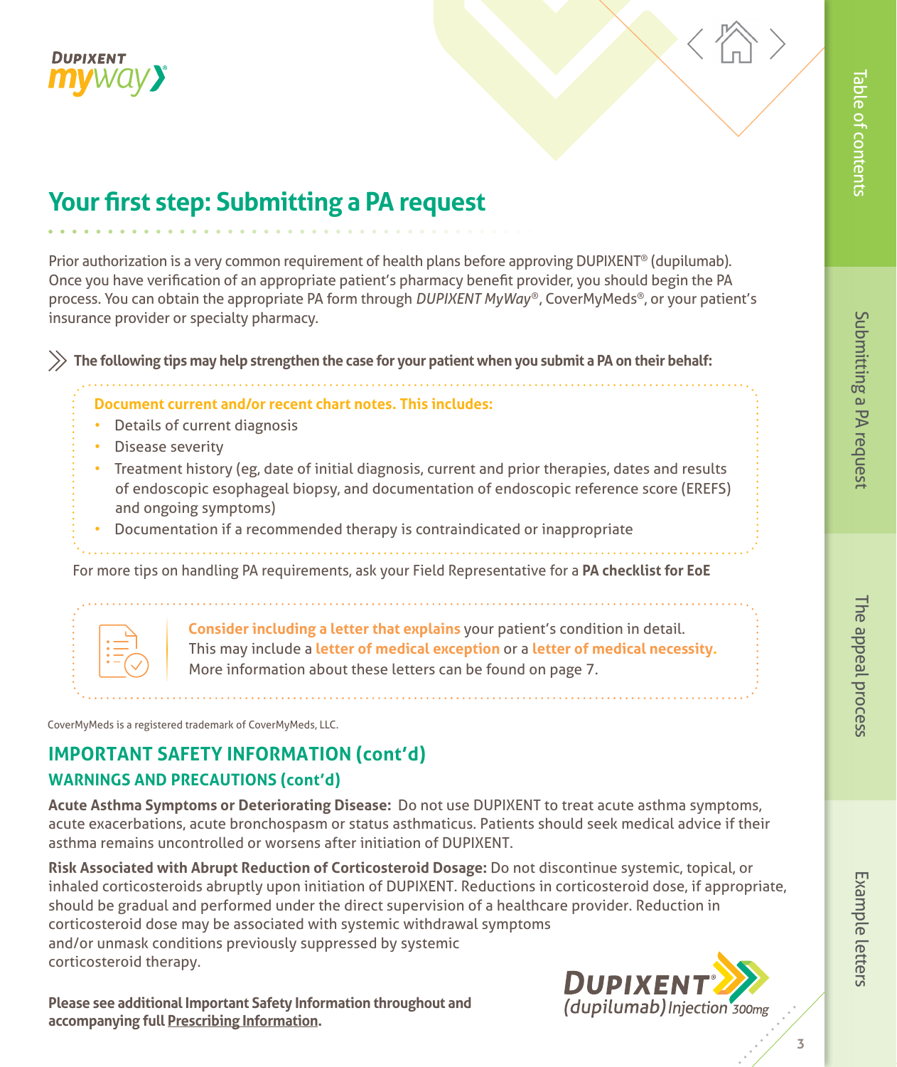# Your first step: Submitting a PA request

Prior authorization is a very common requirement of health plans before approving DUPIXENT® (dupilumab). Once you have verification of an appropriate patient's pharmacy benefit provider, you should begin the PA process. You can obtain the appropriate PA form through *DUPIXENT MyWay*®, CoverMyMeds®, or your patient's insurance provider or specialty pharmacy.

**The following tips may help strengthen the case for your patient when you submit a PA on their behalf:**

**Document current and/or recent chart notes. This includes:**

- Details of current diagnosis
- Disease severity
- Treatment history (eg, date of initial diagnosis, current and prior therapies, dates and results of endoscopic esophageal biopsy, and documentation of endoscopic reference score (EREFS) and ongoing symptoms)
- Documentation if a recommended therapy is contraindicated or inappropriate

For more tips on handling PA requirements, ask your Field Representative for a **PA checklist for EoE**

**Consider including a letter that explains** your patient's condition in detail. This may include a **letter of medical exception** or a **letter of medical necessity.** More information about these letters can be found on page 7.

CoverMyMeds is a registered trademark of CoverMyMeds, LLC.

## IMPORTANT SAFETY INFORMATION (cont'd)

### WARNINGS AND PRECAUTIONS (cont'd)

**Acute Asthma Symptoms or Deteriorating Disease:** Do not use DUPIXENT to treat acute asthma symptoms, acute exacerbations, acute bronchospasm or status asthmaticus. Patients should seek medical advice if their asthma remains uncontrolled or worsens after initiation of DUPIXENT.

**Risk Associated with Abrupt Reduction of Corticosteroid Dosage:** Do not discontinue systemic, topical, or inhaled corticosteroids abruptly upon initiation of DUPIXENT. Reductions in corticosteroid dose, if appropriate, should be gradual and performed under the direct supervision of a healthcare provider. Reduction in corticosteroid dose may be associated with systemic withdrawal symptoms and/or unmask conditions previously suppressed by systemic corticosteroid therapy.

**Please see additional Important Safety Information throughout and accompanying full Prescribing Information.**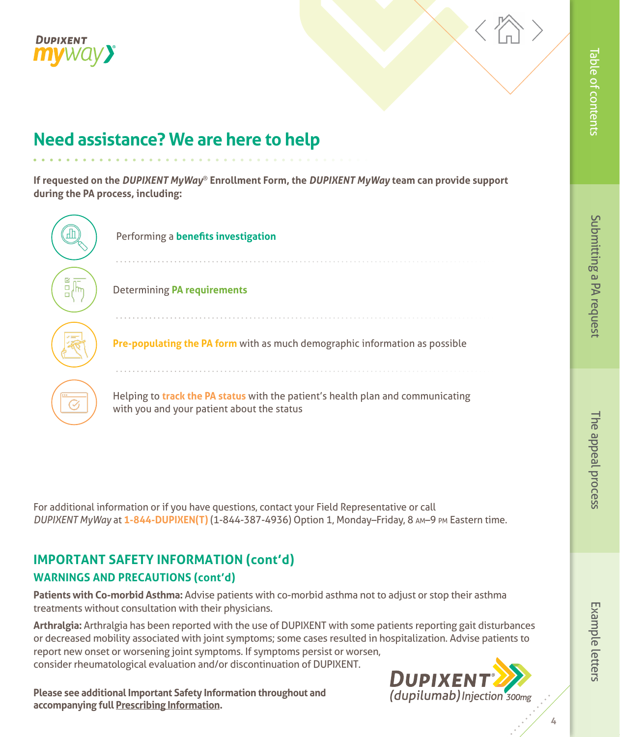## Need assistance? We are here to help

**If requested on the *DUPIXENT MyWay*® Enrollment Form, the *DUPIXENT MyWay* team can provide support during the PA process, including:**

- Performing a **benefits investigation**
- Determining **PA requirements**
- **Pre-populating the PA form** with as much demographic information as possible
- Helping to **track the PA status** with the patient's health plan and communicating with you and your patient about the status

For additional information or if you have questions, contact your Field Representative or call *DUPIXENT MyWay* at **1-844-DUPIXEN(T)** (1-844-387-4936) Option 1, Monday–Friday, 8 AM–9 PM Eastern time.

## IMPORTANT SAFETY INFORMATION (cont'd)

### WARNINGS AND PRECAUTIONS (cont'd)

**Patients with Co-morbid Asthma:** Advise patients with co-morbid asthma not to adjust or stop their asthma treatments without consultation with their physicians.

**Arthralgia:** Arthralgia has been reported with the use of DUPIXENT with some patients reporting gait disturbances or decreased mobility associated with joint symptoms; some cases resulted in hospitalization. Advise patients to report new onset or worsening joint symptoms. If symptoms persist or worsen, consider rheumatological evaluation and/or discontinuation of DUPIXENT.

**Please see additional Important Safety Information throughout and accompanying full Prescribing Information.**

DUPIXENT® (dupilumab) Injection 300mg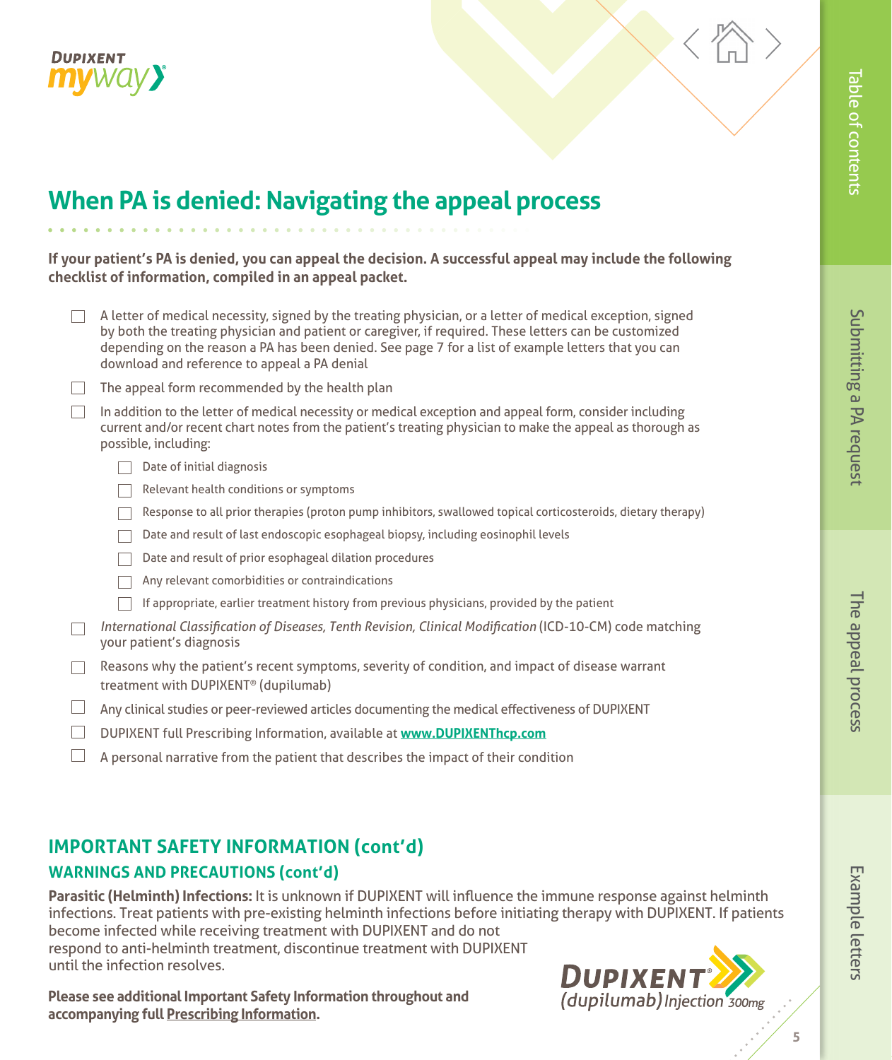# When PA is denied: Navigating the appeal process

**If your patient's PA is denied, you can appeal the decision. A successful appeal may include the following checklist of information, compiled in an appeal packet.**

- [ ] A letter of medical necessity, signed by the treating physician, or a letter of medical exception, signed by both the treating physician and patient or caregiver, if required. These letters can be customized depending on the reason a PA has been denied. See page 7 for a list of example letters that you can download and reference to appeal a PA denial
- [ ] The appeal form recommended by the health plan
- [ ] In addition to the letter of medical necessity or medical exception and appeal form, consider including current and/or recent chart notes from the patient's treating physician to make the appeal as thorough as possible, including:
  - [ ] Date of initial diagnosis
  - [ ] Relevant health conditions or symptoms
  - [ ] Response to all prior therapies (proton pump inhibitors, swallowed topical corticosteroids, dietary therapy)
  - [ ] Date and result of last endoscopic esophageal biopsy, including eosinophil levels
  - [ ] Date and result of prior esophageal dilation procedures
  - [ ] Any relevant comorbidities or contraindications
  - [ ] If appropriate, earlier treatment history from previous physicians, provided by the patient
- [ ] *International Classification of Diseases, Tenth Revision, Clinical Modification* (ICD-10-CM) code matching your patient's diagnosis
- [ ] Reasons why the patient's recent symptoms, severity of condition, and impact of disease warrant treatment with DUPIXENT® (dupilumab)
- [ ] Any clinical studies or peer-reviewed articles documenting the medical effectiveness of DUPIXENT
- [ ] DUPIXENT full Prescribing Information, available at **www.DUPIXENThcp.com**
- [ ] A personal narrative from the patient that describes the impact of their condition

## IMPORTANT SAFETY INFORMATION (cont'd)

### WARNINGS AND PRECAUTIONS (cont'd)

**Parasitic (Helminth) Infections:** It is unknown if DUPIXENT will influence the immune response against helminth infections. Treat patients with pre-existing helminth infections before initiating therapy with DUPIXENT. If patients become infected while receiving treatment with DUPIXENT and do not respond to anti-helminth treatment, discontinue treatment with DUPIXENT until the infection resolves.

**Please see additional Important Safety Information throughout and accompanying full Prescribing Information.**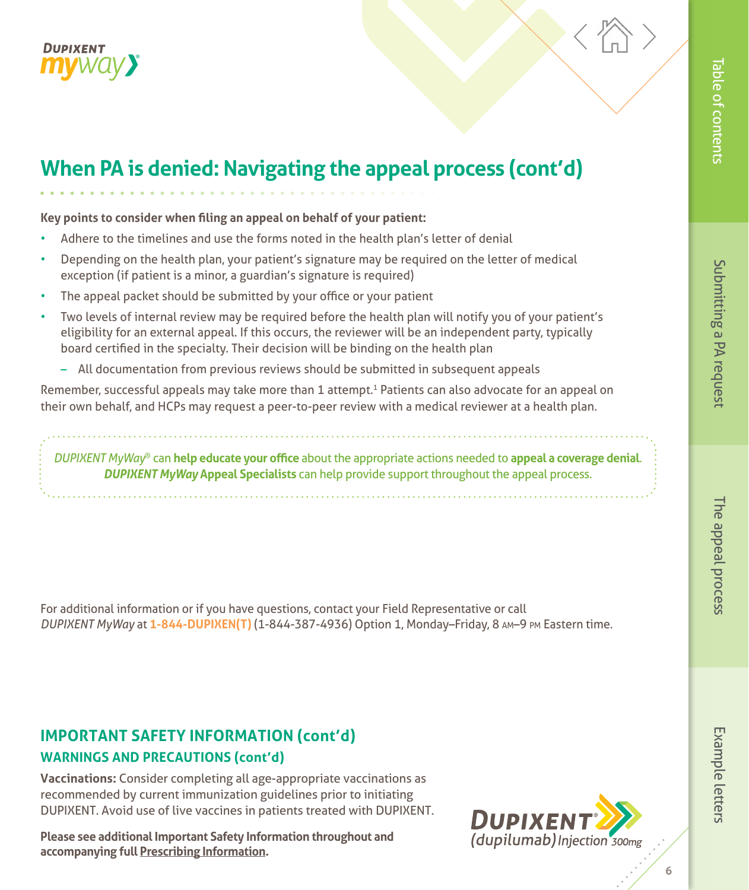## When PA is denied: Navigating the appeal process (cont'd)

**Key points to consider when filing an appeal on behalf of your patient:**

- Adhere to the timelines and use the forms noted in the health plan's letter of denial
- Depending on the health plan, your patient's signature may be required on the letter of medical exception (if patient is a minor, a guardian's signature is required)
- The appeal packet should be submitted by your office or your patient
- Two levels of internal review may be required before the health plan will notify you of your patient's eligibility for an external appeal. If this occurs, the reviewer will be an independent party, typically board certified in the specialty. Their decision will be binding on the health plan
  - All documentation from previous reviews should be submitted in subsequent appeals

Remember, successful appeals may take more than 1 attempt.[1] Patients can also advocate for an appeal on their own behalf, and HCPs may request a peer-to-peer review with a medical reviewer at a health plan.

*DUPIXENT MyWay*® can **help educate your office** about the appropriate actions needed to **appeal a coverage denial**. ***DUPIXENT MyWay* Appeal Specialists** can help provide support throughout the appeal process.

For additional information or if you have questions, contact your Field Representative or call *DUPIXENT MyWay* at **1-844-DUPIXEN(T)** (1-844-387-4936) Option 1, Monday–Friday, 8 AM–9 PM Eastern time.

### IMPORTANT SAFETY INFORMATION (cont'd)

#### WARNINGS AND PRECAUTIONS (cont'd)

**Vaccinations:** Consider completing all age-appropriate vaccinations as recommended by current immunization guidelines prior to initiating DUPIXENT. Avoid use of live vaccines in patients treated with DUPIXENT.

**Please see additional Important Safety Information throughout and accompanying full Prescribing Information.**

DUPIXENT® (dupilumab) Injection 300mg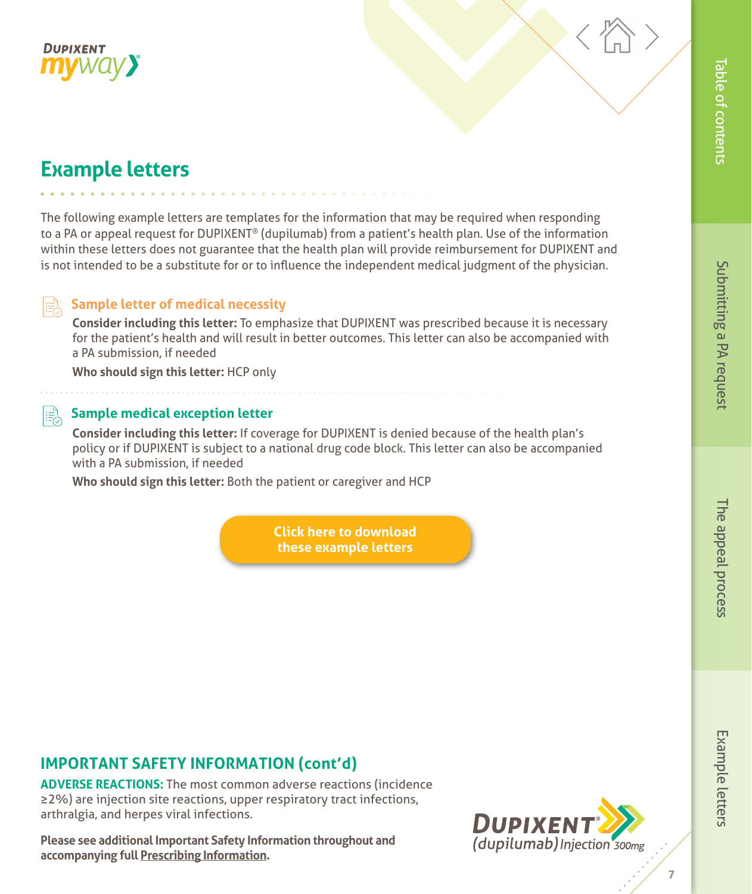# Example letters

The following example letters are templates for the information that may be required when responding to a PA or appeal request for DUPIXENT® (dupilumab) from a patient's health plan. Use of the information within these letters does not guarantee that the health plan will provide reimbursement for DUPIXENT and is not intended to be a substitute for or to influence the independent medical judgment of the physician.

### Sample letter of medical necessity

**Consider including this letter:** To emphasize that DUPIXENT was prescribed because it is necessary for the patient's health and will result in better outcomes. This letter can also be accompanied with a PA submission, if needed

**Who should sign this letter:** HCP only

### Sample medical exception letter

**Consider including this letter:** If coverage for DUPIXENT is denied because of the health plan's policy or if DUPIXENT is subject to a national drug code block. This letter can also be accompanied with a PA submission, if needed

**Who should sign this letter:** Both the patient or caregiver and HCP

Click here to download these example letters

## IMPORTANT SAFETY INFORMATION (cont'd)

**ADVERSE REACTIONS:** The most common adverse reactions (incidence ≥2%) are injection site reactions, upper respiratory tract infections, arthralgia, and herpes viral infections.

**Please see additional Important Safety Information throughout and accompanying full Prescribing Information.**

DUPIXENT® (dupilumab) Injection 300mg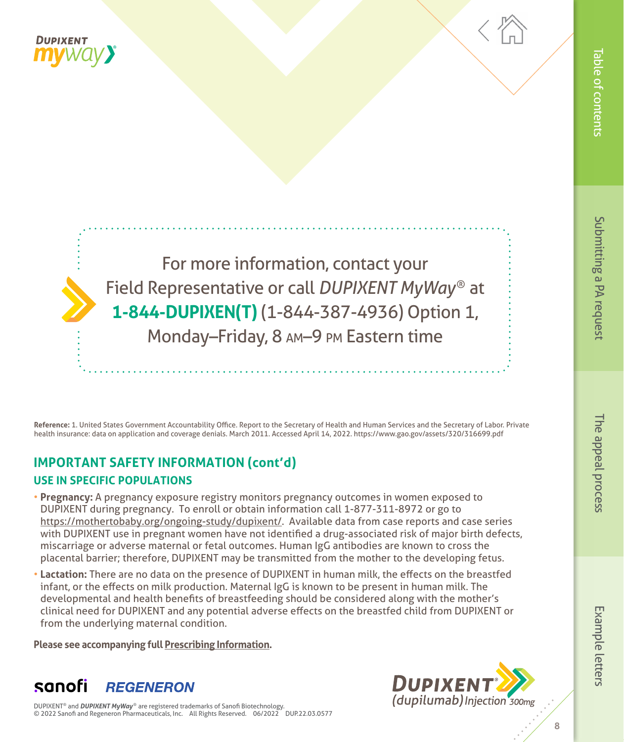For more information, contact your Field Representative or call *DUPIXENT MyWay*® at **1-844-DUPIXEN(T)** (1-844-387-4936) Option 1, Monday–Friday, 8 AM–9 PM Eastern time

**Reference:** 1. United States Government Accountability Office. Report to the Secretary of Health and Human Services and the Secretary of Labor. Private health insurance: data on application and coverage denials. March 2011. Accessed April 14, 2022. https://www.gao.gov/assets/320/316699.pdf

## IMPORTANT SAFETY INFORMATION (cont'd)

### USE IN SPECIFIC POPULATIONS

- **Pregnancy:** A pregnancy exposure registry monitors pregnancy outcomes in women exposed to DUPIXENT during pregnancy. To enroll or obtain information call 1-877-311-8972 or go to https://mothertobaby.org/ongoing-study/dupixent/. Available data from case reports and case series with DUPIXENT use in pregnant women have not identified a drug-associated risk of major birth defects, miscarriage or adverse maternal or fetal outcomes. Human IgG antibodies are known to cross the placental barrier; therefore, DUPIXENT may be transmitted from the mother to the developing fetus.
- **Lactation:** There are no data on the presence of DUPIXENT in human milk, the effects on the breastfed infant, or the effects on milk production. Maternal IgG is known to be present in human milk. The developmental and health benefits of breastfeeding should be considered along with the mother's clinical need for DUPIXENT and any potential adverse effects on the breastfed child from DUPIXENT or from the underlying maternal condition.

**Please see accompanying full Prescribing Information.**

sanofi REGENERON

DUPIXENT® (dupilumab) Injection 300mg

DUPIXENT® and *DUPIXENT MyWay*® are registered trademarks of Sanofi Biotechnology.
© 2022 Sanofi and Regeneron Pharmaceuticals, Inc. All Rights Reserved. 06/2022 DUP.22.03.0577